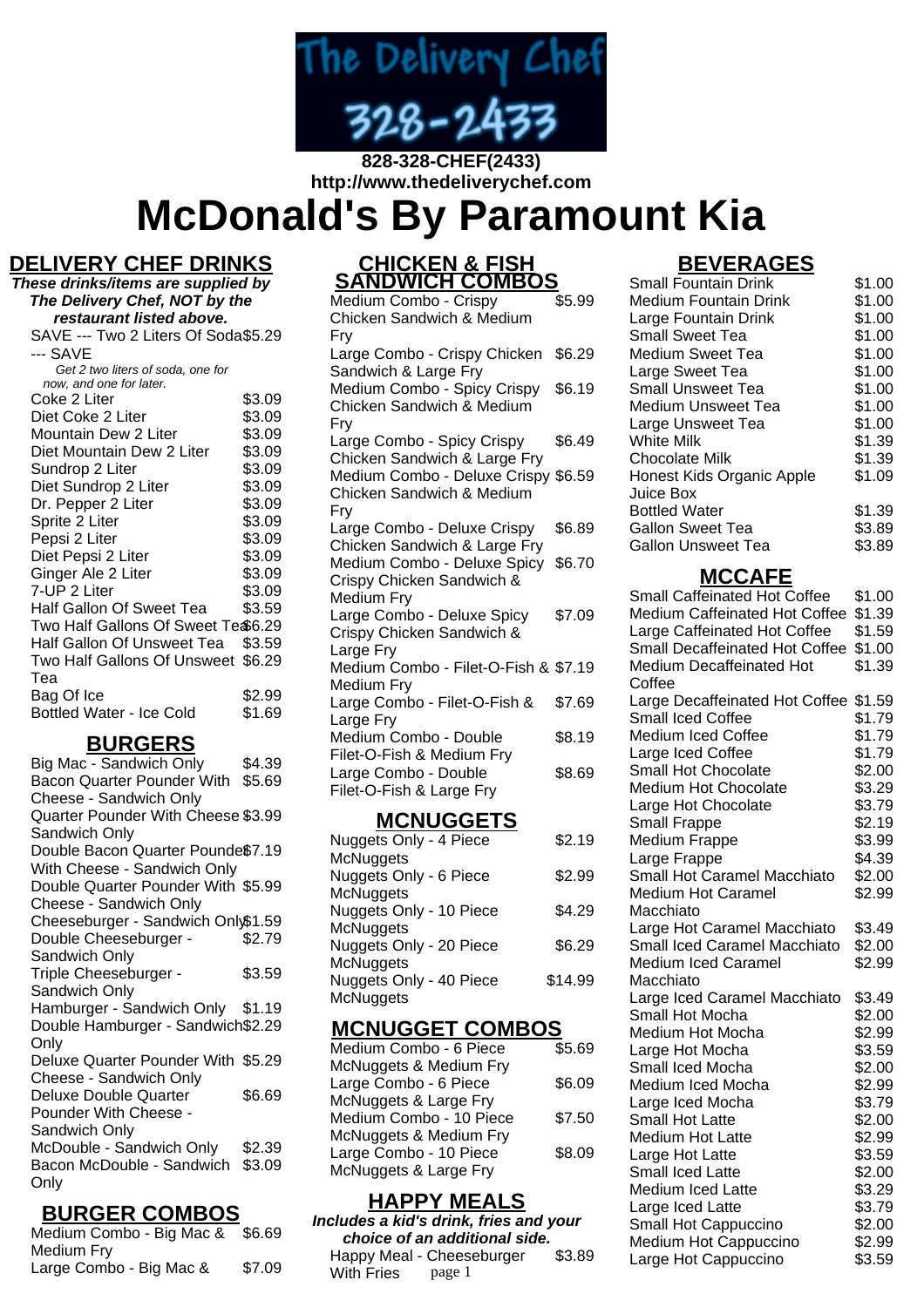828-328-CHEF(2433)
http://www.thedeliverychef.com

# McDonald's By Paramount Kia

## DELIVERY CHEF DRINKS

***These drinks/items are supplied by The Delivery Chef, NOT by the restaurant listed above.***

| Item | Price |
|---|---|
| SAVE --- Two 2 Liters Of Soda --- SAVE | $5.29 |
| *Get 2 two liters of soda, one for now, and one for later.* | |
| Coke 2 Liter | $3.09 |
| Diet Coke 2 Liter | $3.09 |
| Mountain Dew 2 Liter | $3.09 |
| Diet Mountain Dew 2 Liter | $3.09 |
| Sundrop 2 Liter | $3.09 |
| Diet Sundrop 2 Liter | $3.09 |
| Dr. Pepper 2 Liter | $3.09 |
| Sprite 2 Liter | $3.09 |
| Pepsi 2 Liter | $3.09 |
| Diet Pepsi 2 Liter | $3.09 |
| Ginger Ale 2 Liter | $3.09 |
| 7-UP 2 Liter | $3.09 |
| Half Gallon Of Sweet Tea | $3.59 |
| Two Half Gallons Of Sweet Tea | $6.29 |
| Half Gallon Of Unsweet Tea | $3.59 |
| Two Half Gallons Of Unsweet Tea | $6.29 |
| Bag Of Ice | $2.99 |
| Bottled Water - Ice Cold | $1.69 |

## BURGERS

| Item | Price |
|---|---|
| Big Mac - Sandwich Only | $4.39 |
| Bacon Quarter Pounder With Cheese - Sandwich Only | $5.69 |
| Quarter Pounder With Cheese Sandwich Only | $3.99 |
| Double Bacon Quarter Pounder With Cheese - Sandwich Only | $7.19 |
| Double Quarter Pounder With Cheese - Sandwich Only | $5.99 |
| Cheeseburger - Sandwich Only | $1.59 |
| Double Cheeseburger - Sandwich Only | $2.79 |
| Triple Cheeseburger - Sandwich Only | $3.59 |
| Hamburger - Sandwich Only | $1.19 |
| Double Hamburger - Sandwich Only | $2.29 |
| Deluxe Quarter Pounder With Cheese - Sandwich Only | $5.29 |
| Deluxe Double Quarter Pounder With Cheese - Sandwich Only | $6.69 |
| McDouble - Sandwich Only | $2.39 |
| Bacon McDouble - Sandwich Only | $3.09 |

## BURGER COMBOS

| Item | Price |
|---|---|
| Medium Combo - Big Mac & Medium Fry | $6.69 |
| Large Combo - Big Mac & | $7.09 |

## CHICKEN & FISH SANDWICH COMBOS

| Item | Price |
|---|---|
| Medium Combo - Crispy Chicken Sandwich & Medium Fry | $5.99 |
| Large Combo - Crispy Chicken Sandwich & Large Fry | $6.29 |
| Medium Combo - Spicy Crispy Chicken Sandwich & Medium Fry | $6.19 |
| Large Combo - Spicy Crispy Chicken Sandwich & Large Fry | $6.49 |
| Medium Combo - Deluxe Crispy Chicken Sandwich & Medium Fry | $6.59 |
| Large Combo - Deluxe Crispy Chicken Sandwich & Large Fry | $6.89 |
| Medium Combo - Deluxe Spicy Crispy Chicken Sandwich & Medium Fry | $6.70 |
| Large Combo - Deluxe Spicy Crispy Chicken Sandwich & Large Fry | $7.09 |
| Medium Combo - Filet-O-Fish & Medium Fry | $7.19 |
| Large Combo - Filet-O-Fish & Large Fry | $7.69 |
| Medium Combo - Double Filet-O-Fish & Medium Fry | $8.19 |
| Large Combo - Double Filet-O-Fish & Large Fry | $8.69 |

## MCNUGGETS

| Item | Price |
|---|---|
| Nuggets Only - 4 Piece McNuggets | $2.19 |
| Nuggets Only - 6 Piece McNuggets | $2.99 |
| Nuggets Only - 10 Piece McNuggets | $4.29 |
| Nuggets Only - 20 Piece McNuggets | $6.29 |
| Nuggets Only - 40 Piece McNuggets | $14.99 |

## MCNUGGET COMBOS

| Item | Price |
|---|---|
| Medium Combo - 6 Piece McNuggets & Medium Fry | $5.69 |
| Large Combo - 6 Piece McNuggets & Large Fry | $6.09 |
| Medium Combo - 10 Piece McNuggets & Medium Fry | $7.50 |
| Large Combo - 10 Piece McNuggets & Large Fry | $8.09 |

## HAPPY MEALS

***Includes a kid's drink, fries and your choice of an additional side.***

| Item | Price |
|---|---|
| Happy Meal - Cheeseburger With Fries | $3.89 |

## BEVERAGES

| Item | Price |
|---|---|
| Small Fountain Drink | $1.00 |
| Medium Fountain Drink | $1.00 |
| Large Fountain Drink | $1.00 |
| Small Sweet Tea | $1.00 |
| Medium Sweet Tea | $1.00 |
| Large Sweet Tea | $1.00 |
| Small Unsweet Tea | $1.00 |
| Medium Unsweet Tea | $1.00 |
| Large Unsweet Tea | $1.00 |
| White Milk | $1.39 |
| Chocolate Milk | $1.39 |
| Honest Kids Organic Apple Juice Box | $1.09 |
| Bottled Water | $1.39 |
| Gallon Sweet Tea | $3.89 |
| Gallon Unsweet Tea | $3.89 |

## MCCAFE

| Item | Price |
|---|---|
| Small Caffeinated Hot Coffee | $1.00 |
| Medium Caffeinated Hot Coffee | $1.39 |
| Large Caffeinated Hot Coffee | $1.59 |
| Small Decaffeinated Hot Coffee | $1.00 |
| Medium Decaffeinated Hot Coffee | $1.39 |
| Large Decaffeinated Hot Coffee | $1.59 |
| Small Iced Coffee | $1.79 |
| Medium Iced Coffee | $1.79 |
| Large Iced Coffee | $1.79 |
| Small Hot Chocolate | $2.00 |
| Medium Hot Chocolate | $3.29 |
| Large Hot Chocolate | $3.79 |
| Small Frappe | $2.19 |
| Medium Frappe | $3.99 |
| Large Frappe | $4.39 |
| Small Hot Caramel Macchiato | $2.00 |
| Medium Hot Caramel Macchiato | $2.99 |
| Large Hot Caramel Macchiato | $3.49 |
| Small Iced Caramel Macchiato | $2.00 |
| Medium Iced Caramel Macchiato | $2.99 |
| Large Iced Caramel Macchiato | $3.49 |
| Small Hot Mocha | $2.00 |
| Medium Hot Mocha | $2.99 |
| Large Hot Mocha | $3.59 |
| Small Iced Mocha | $2.00 |
| Medium Iced Mocha | $2.99 |
| Large Iced Mocha | $3.79 |
| Small Hot Latte | $2.00 |
| Medium Hot Latte | $2.99 |
| Large Hot Latte | $3.59 |
| Small Iced Latte | $2.00 |
| Medium Iced Latte | $3.29 |
| Large Iced Latte | $3.79 |
| Small Hot Cappuccino | $2.00 |
| Medium Hot Cappuccino | $2.99 |
| Large Hot Cappuccino | $3.59 |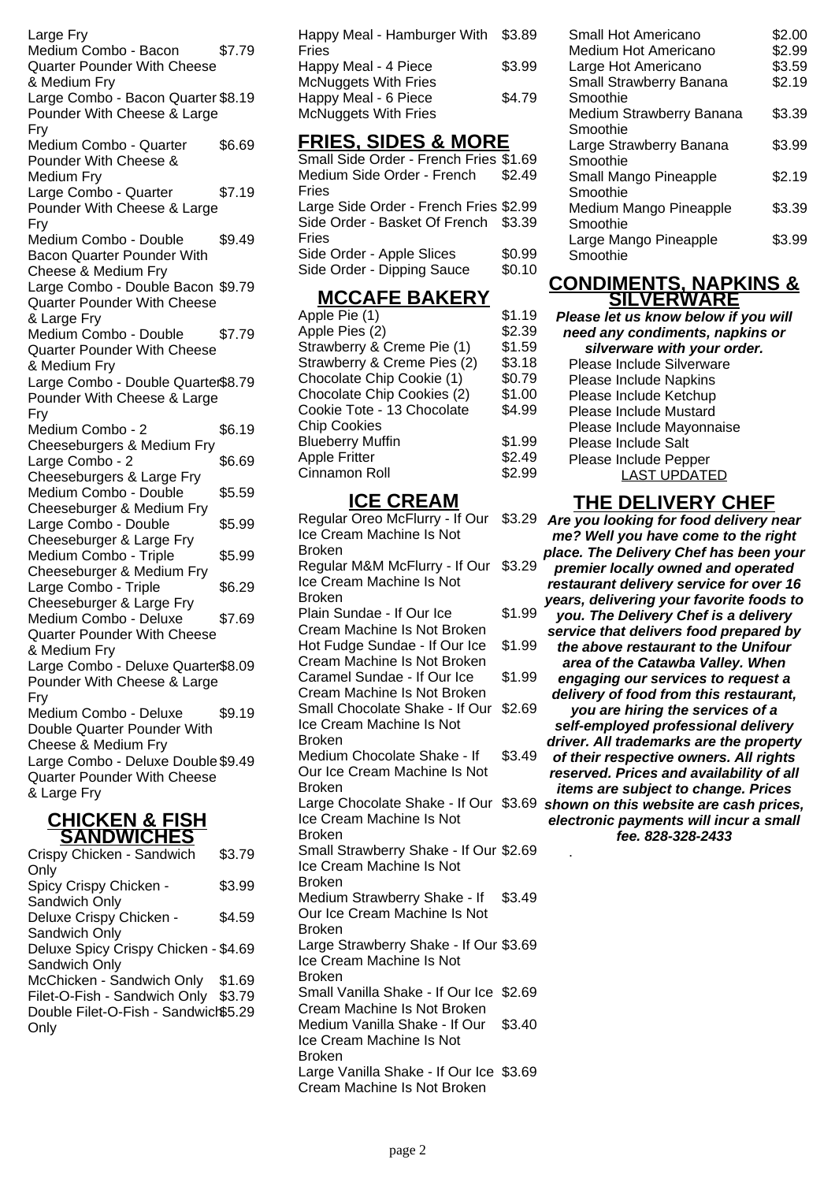Large Fry

| | |
|---|---|
| Medium Combo - Bacon Quarter Pounder With Cheese & Medium Fry | $7.79 |
| Large Combo - Bacon Quarter Pounder With Cheese & Large Fry | $8.19 |
| Medium Combo - Quarter Pounder With Cheese & Medium Fry | $6.69 |
| Large Combo - Quarter Pounder With Cheese & Large Fry | $7.19 |
| Medium Combo - Double Bacon Quarter Pounder With Cheese & Medium Fry | $9.49 |
| Large Combo - Double Bacon Quarter Pounder With Cheese & Large Fry | $9.79 |
| Medium Combo - Double Quarter Pounder With Cheese & Medium Fry | $7.79 |
| Large Combo - Double Quarter Pounder With Cheese & Large Fry | $8.79 |
| Medium Combo - 2 Cheeseburgers & Medium Fry | $6.19 |
| Large Combo - 2 Cheeseburgers & Large Fry | $6.69 |
| Medium Combo - Double Cheeseburger & Medium Fry | $5.59 |
| Large Combo - Double Cheeseburger & Large Fry | $5.99 |
| Medium Combo - Triple Cheeseburger & Medium Fry | $5.99 |
| Large Combo - Triple Cheeseburger & Large Fry | $6.29 |
| Medium Combo - Deluxe Quarter Pounder With Cheese & Medium Fry | $7.69 |
| Large Combo - Deluxe Quarter Pounder With Cheese & Large Fry | $8.09 |
| Medium Combo - Deluxe Double Quarter Pounder With Cheese & Medium Fry | $9.19 |
| Large Combo - Deluxe Double Quarter Pounder With Cheese & Large Fry | $9.49 |

## CHICKEN & FISH SANDWICHES

| | |
|---|---|
| Crispy Chicken - Sandwich Only | $3.79 |
| Spicy Crispy Chicken - Sandwich Only | $3.99 |
| Deluxe Crispy Chicken - Sandwich Only | $4.59 |
| Deluxe Spicy Crispy Chicken - Sandwich Only | $4.69 |
| McChicken - Sandwich Only | $1.69 |
| Filet-O-Fish - Sandwich Only | $3.79 |
| Double Filet-O-Fish - Sandwich Only | $5.29 |

| | |
|---|---|
| Happy Meal - Hamburger With Fries | $3.89 |
| Happy Meal - 4 Piece McNuggets With Fries | $3.99 |
| Happy Meal - 6 Piece McNuggets With Fries | $4.79 |

## FRIES, SIDES & MORE

| | |
|---|---|
| Small Side Order - French Fries | $1.69 |
| Medium Side Order - French Fries | $2.49 |
| Large Side Order - French Fries | $2.99 |
| Side Order - Basket Of French Fries | $3.39 |
| Side Order - Apple Slices | $0.99 |
| Side Order - Dipping Sauce | $0.10 |

## MCCAFE BAKERY

| | |
|---|---|
| Apple Pie (1) | $1.19 |
| Apple Pies (2) | $2.39 |
| Strawberry & Creme Pie (1) | $1.59 |
| Strawberry & Creme Pies (2) | $3.18 |
| Chocolate Chip Cookie (1) | $0.79 |
| Chocolate Chip Cookies (2) | $1.00 |
| Cookie Tote - 13 Chocolate Chip Cookies | $4.99 |
| Blueberry Muffin | $1.99 |
| Apple Fritter | $2.49 |
| Cinnamon Roll | $2.99 |

## ICE CREAM

| | |
|---|---|
| Regular Oreo McFlurry - If Our Ice Cream Machine Is Not Broken | $3.29 |
| Regular M&M McFlurry - If Our Ice Cream Machine Is Not Broken | $3.29 |
| Plain Sundae - If Our Ice Cream Machine Is Not Broken | $1.99 |
| Hot Fudge Sundae - If Our Ice Cream Machine Is Not Broken | $1.99 |
| Caramel Sundae - If Our Ice Cream Machine Is Not Broken | $1.99 |
| Small Chocolate Shake - If Our Ice Cream Machine Is Not Broken | $2.69 |
| Medium Chocolate Shake - If Our Ice Cream Machine Is Not Broken | $3.49 |
| Large Chocolate Shake - If Our Ice Cream Machine Is Not Broken | $3.69 |
| Small Strawberry Shake - If Our Ice Cream Machine Is Not Broken | $2.69 |
| Medium Strawberry Shake - If Our Ice Cream Machine Is Not Broken | $3.49 |
| Large Strawberry Shake - If Our Ice Cream Machine Is Not Broken | $3.69 |
| Small Vanilla Shake - If Our Ice Cream Machine Is Not Broken | $2.69 |
| Medium Vanilla Shake - If Our Ice Cream Machine Is Not Broken | $3.40 |
| Large Vanilla Shake - If Our Ice Cream Machine Is Not Broken | $3.69 |

| | |
|---|---|
| Small Hot Americano | $2.00 |
| Medium Hot Americano | $2.99 |
| Large Hot Americano | $3.59 |
| Small Strawberry Banana Smoothie | $2.19 |
| Medium Strawberry Banana Smoothie | $3.39 |
| Large Strawberry Banana Smoothie | $3.99 |
| Small Mango Pineapple Smoothie | $2.19 |
| Medium Mango Pineapple Smoothie | $3.39 |
| Large Mango Pineapple Smoothie | $3.99 |

## CONDIMENTS, NAPKINS & SILVERWARE

***Please let us know below if you will need any condiments, napkins or silverware with your order.***

Please Include Silverware
Please Include Napkins
Please Include Ketchup
Please Include Mustard
Please Include Mayonnaise
Please Include Salt
Please Include Pepper

LAST UPDATED

## THE DELIVERY CHEF

***Are you looking for food delivery near me? Well you have come to the right place. The Delivery Chef has been your premier locally owned and operated restaurant delivery service for over 16 years, delivering your favorite foods to you. The Delivery Chef is a delivery service that delivers food prepared by the above restaurant to the Unifour area of the Catawba Valley. When engaging our services to request a delivery of food from this restaurant, you are hiring the services of a self-employed professional delivery driver. All trademarks are the property of their respective owners. All rights reserved. Prices and availability of all items are subject to change. Prices shown on this website are cash prices, electronic payments will incur a small fee. 828-328-2433***

.